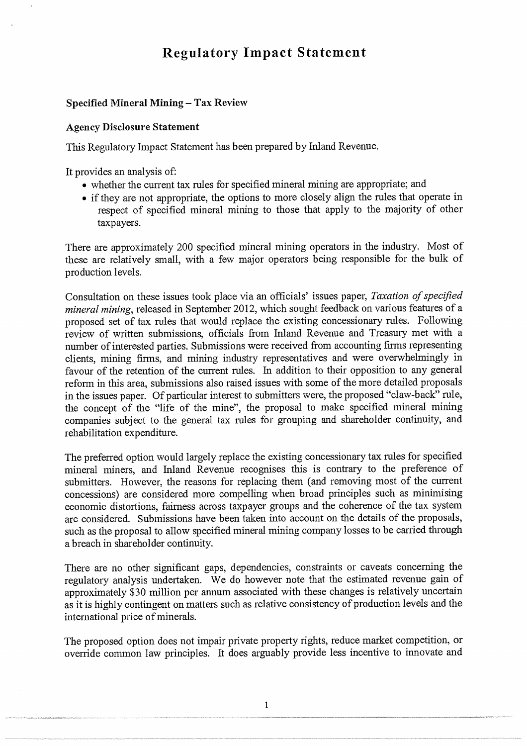# Regulatory Impact Statement

### Specified Mineral Mining – Tax Review

### Agency Disclosure Statement

This Regulatory Impact Statement has been prepared by Inland Revenue.

It provides an analysis of:

- whether the current tax rules for specified mineral mining are appropriate; and
- if they are not appropriate, the options to more closely align the rules that operate in respect of specified mineral mining to those that apply to the majority of other taxpayers.

There are approximately 200 specified mineral mining operators in the industry. Most of these are relatively small, with a few major operators being responsible for the bulk of production levels.

Consultation on these issues took place via an officials' issues paper, *Taxation of specified mineral mining*, released in September 2012, which sought feedback on various features of a proposed set of tax rules that would replace the existing concessionary rules. Following review of written submissions, officials from Inland Revenue and Treasury met with a number of interested parties. Submissions were received from accounting firms representing clients, mining firms, and mining industry representatives and were overwhelmingly in favour of the retention of the current rules. In addition to their opposition to any general reform in this area, submissions also raised issues with some of the more detailed proposals in the issues paper. Of particular interest to submitters were, the proposed "claw-back" rule, the concept of the "life of the mine", the proposal to make specified mineral mining companies subject to the general tax rules for grouping and shareholder continuity, and rehabilitation expenditure.

The preferred option would largely replace the existing concessionary tax rules for specified mineral miners, and Inland Revenue recognises this is contrary to the preference of submitters. However, the reasons for replacing them (and removing most of the current concessions) are considered more compelling when broad principles such as minimising economic distortions, fairness across taxpayer groups and the coherence of the tax system are considered. Submissions have been taken into account on the details of the proposals, such as the proposal to allow specified mineral mining company losses to be carried through a breach in shareholder continuity.

There are no other significant gaps, dependencies, constraints or caveats concerning the regulatory analysis undertaken. We do however note that the estimated revenue gain of approximately $30 million per annum associated with these changes is relatively uncertain as it is highly contingent on matters such as relative consistency of production levels and the international price of minerals.

The proposed option does not impair private property rights, reduce market competition, or override common law principles. It does arguably provide less incentive to innovate and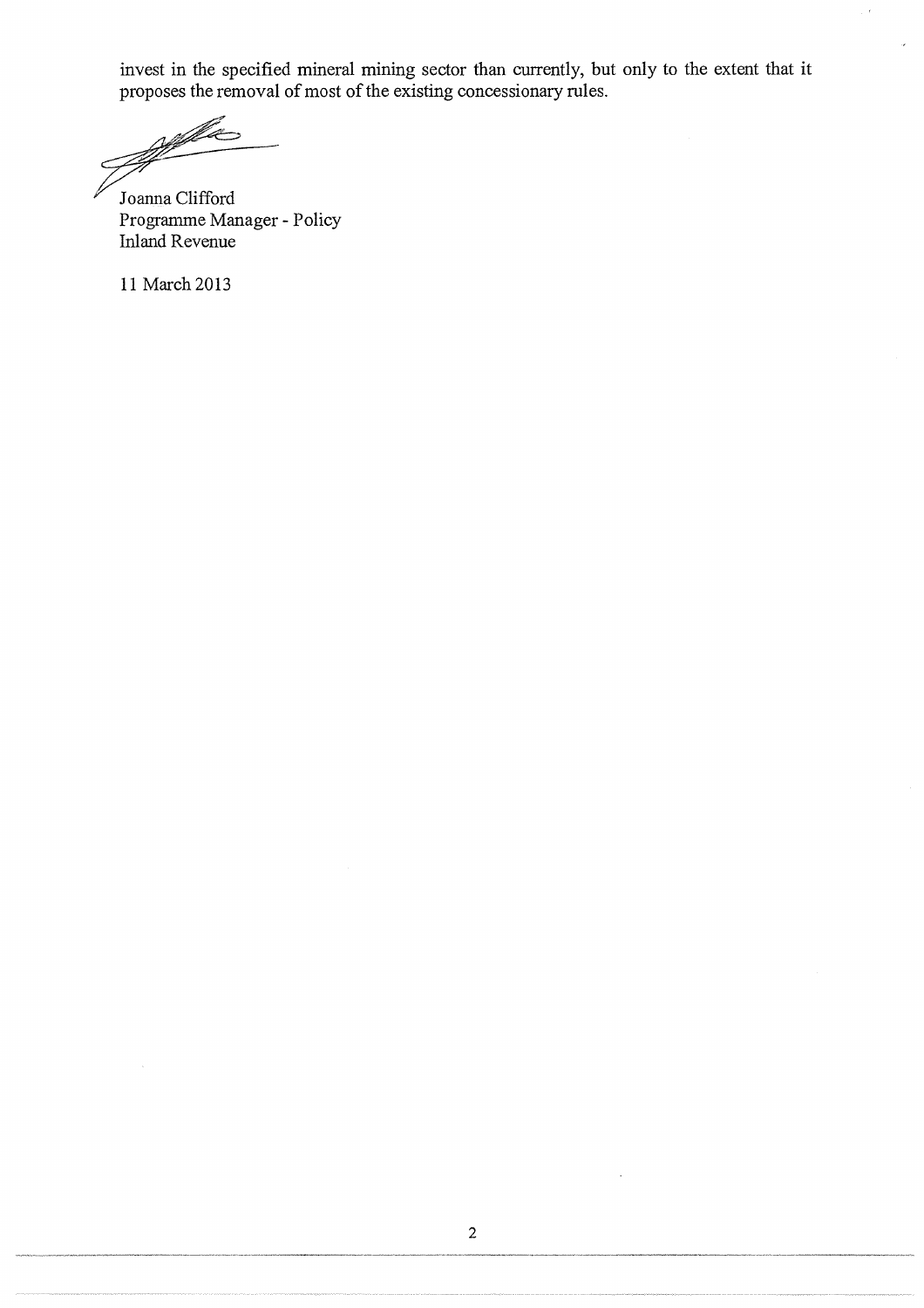invest in the specified mineral mining sector than currently, but only to the extent that it proposes the removal of most of the existing concessionary rules.

Joanna Clifford
Programme Manager - Policy
Inland Revenue

11 March 2013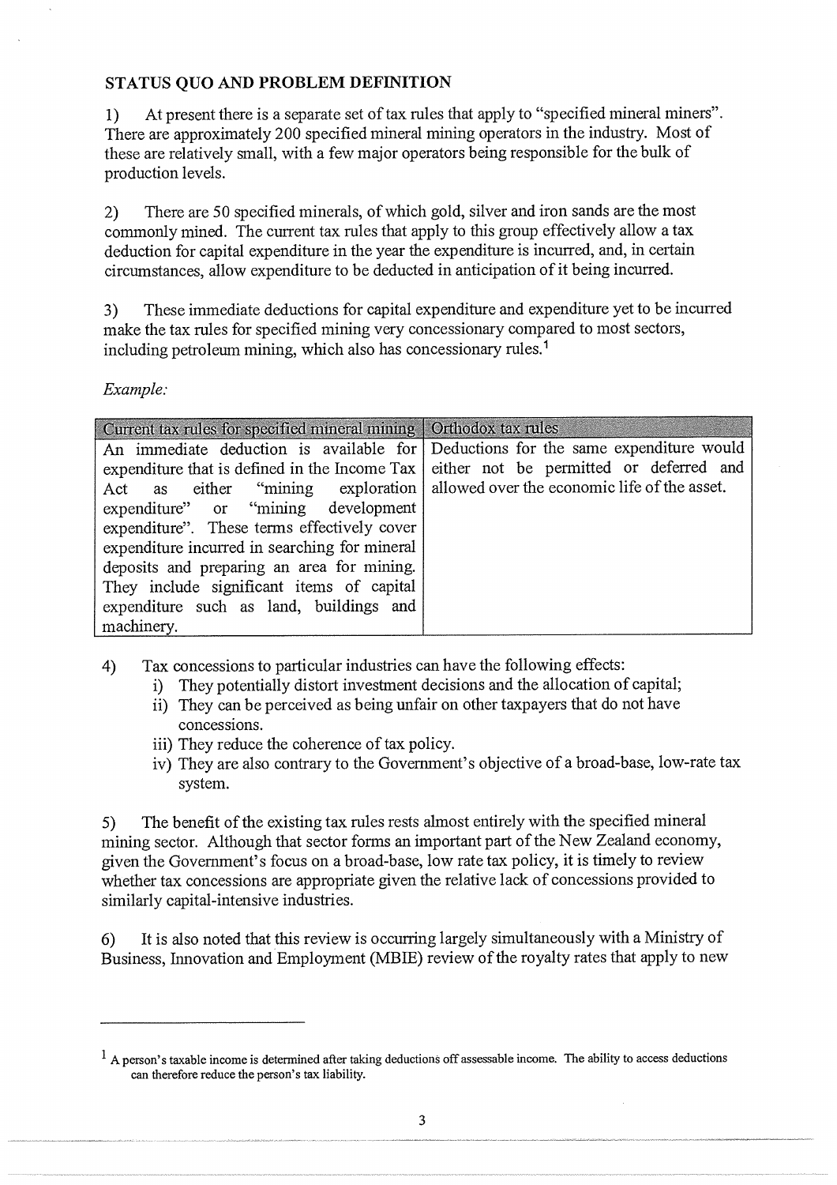## STATUS QUO AND PROBLEM DEFINITION

1) At present there is a separate set of tax rules that apply to "specified mineral miners". There are approximately 200 specified mineral mining operators in the industry. Most of these are relatively small, with a few major operators being responsible for the bulk of production levels.

2) There are 50 specified minerals, of which gold, silver and iron sands are the most commonly mined. The current tax rules that apply to this group effectively allow a tax deduction for capital expenditure in the year the expenditure is incurred, and, in certain circumstances, allow expenditure to be deducted in anticipation of it being incurred.

3) These immediate deductions for capital expenditure and expenditure yet to be incurred make the tax rules for specified mining very concessionary compared to most sectors, including petroleum mining, which also has concessionary rules.[1]

*Example:*

| Current tax rules for specified mineral mining | Orthodox tax rules |
|---|---|
| An immediate deduction is available for expenditure that is defined in the Income Tax Act as either "mining exploration expenditure" or "mining development expenditure". These terms effectively cover expenditure incurred in searching for mineral deposits and preparing an area for mining. They include significant items of capital expenditure such as land, buildings and machinery. | Deductions for the same expenditure would either not be permitted or deferred and allowed over the economic life of the asset. |

4) Tax concessions to particular industries can have the following effects:
   i) They potentially distort investment decisions and the allocation of capital;
   ii) They can be perceived as being unfair on other taxpayers that do not have concessions.
   iii) They reduce the coherence of tax policy.
   iv) They are also contrary to the Government's objective of a broad-base, low-rate tax system.

5) The benefit of the existing tax rules rests almost entirely with the specified mineral mining sector. Although that sector forms an important part of the New Zealand economy, given the Government's focus on a broad-base, low rate tax policy, it is timely to review whether tax concessions are appropriate given the relative lack of concessions provided to similarly capital-intensive industries.

6) It is also noted that this review is occurring largely simultaneously with a Ministry of Business, Innovation and Employment (MBIE) review of the royalty rates that apply to new

---

[1] A person's taxable income is determined after taking deductions off assessable income. The ability to access deductions can therefore reduce the person's tax liability.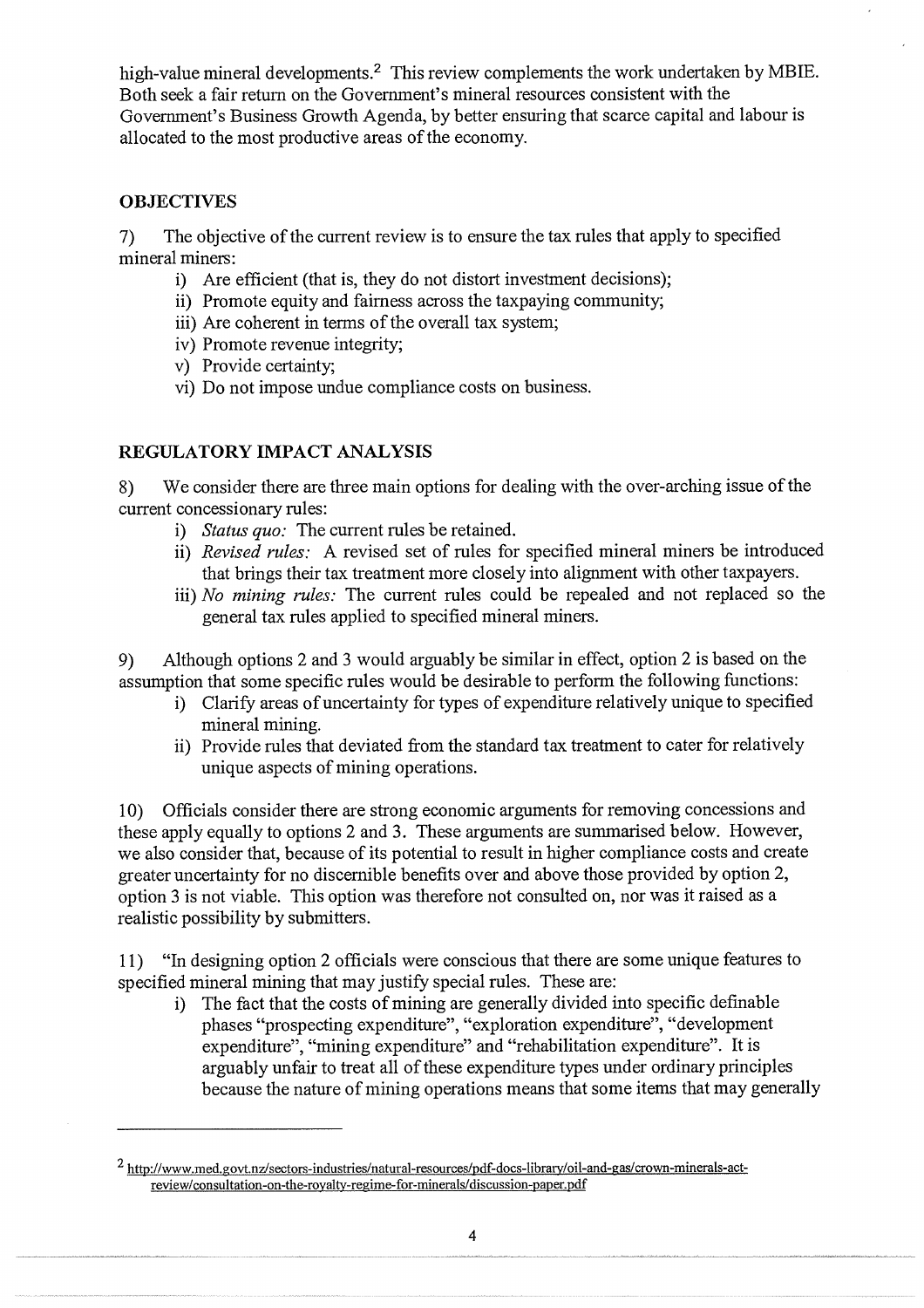high-value mineral developments.[2] This review complements the work undertaken by MBIE. Both seek a fair return on the Government's mineral resources consistent with the Government's Business Growth Agenda, by better ensuring that scarce capital and labour is allocated to the most productive areas of the economy.

## OBJECTIVES

7) The objective of the current review is to ensure the tax rules that apply to specified mineral miners:

i) Are efficient (that is, they do not distort investment decisions);
ii) Promote equity and fairness across the taxpaying community;
iii) Are coherent in terms of the overall tax system;
iv) Promote revenue integrity;
v) Provide certainty;
vi) Do not impose undue compliance costs on business.

## REGULATORY IMPACT ANALYSIS

8) We consider there are three main options for dealing with the over-arching issue of the current concessionary rules:

i) *Status quo:* The current rules be retained.
ii) *Revised rules:* A revised set of rules for specified mineral miners be introduced that brings their tax treatment more closely into alignment with other taxpayers.
iii) *No mining rules:* The current rules could be repealed and not replaced so the general tax rules applied to specified mineral miners.

9) Although options 2 and 3 would arguably be similar in effect, option 2 is based on the assumption that some specific rules would be desirable to perform the following functions:

i) Clarify areas of uncertainty for types of expenditure relatively unique to specified mineral mining.
ii) Provide rules that deviated from the standard tax treatment to cater for relatively unique aspects of mining operations.

10) Officials consider there are strong economic arguments for removing concessions and these apply equally to options 2 and 3. These arguments are summarised below. However, we also consider that, because of its potential to result in higher compliance costs and create greater uncertainty for no discernible benefits over and above those provided by option 2, option 3 is not viable. This option was therefore not consulted on, nor was it raised as a realistic possibility by submitters.

11) "In designing option 2 officials were conscious that there are some unique features to specified mineral mining that may justify special rules. These are:

i) The fact that the costs of mining are generally divided into specific definable phases "prospecting expenditure", "exploration expenditure", "development expenditure", "mining expenditure" and "rehabilitation expenditure". It is arguably unfair to treat all of these expenditure types under ordinary principles because the nature of mining operations means that some items that may generally

---

[2] http://www.med.govt.nz/sectors-industries/natural-resources/pdf-docs-library/oil-and-gas/crown-minerals-act-review/consultation-on-the-royalty-regime-for-minerals/discussion-paper.pdf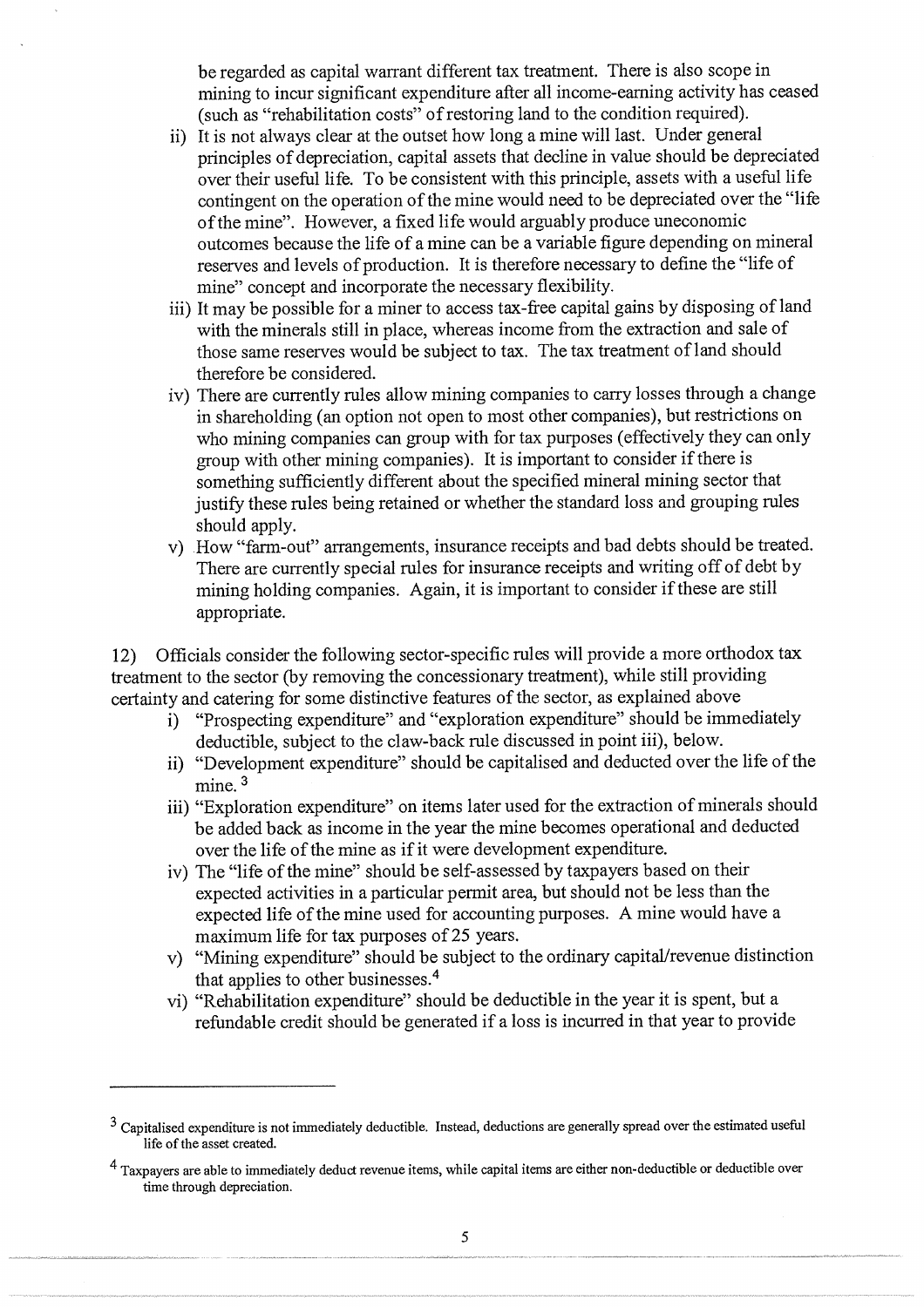be regarded as capital warrant different tax treatment. There is also scope in mining to incur significant expenditure after all income-earning activity has ceased (such as "rehabilitation costs" of restoring land to the condition required).

ii) It is not always clear at the outset how long a mine will last. Under general principles of depreciation, capital assets that decline in value should be depreciated over their useful life. To be consistent with this principle, assets with a useful life contingent on the operation of the mine would need to be depreciated over the "life of the mine". However, a fixed life would arguably produce uneconomic outcomes because the life of a mine can be a variable figure depending on mineral reserves and levels of production. It is therefore necessary to define the "life of mine" concept and incorporate the necessary flexibility.

iii) It may be possible for a miner to access tax-free capital gains by disposing of land with the minerals still in place, whereas income from the extraction and sale of those same reserves would be subject to tax. The tax treatment of land should therefore be considered.

iv) There are currently rules allow mining companies to carry losses through a change in shareholding (an option not open to most other companies), but restrictions on who mining companies can group with for tax purposes (effectively they can only group with other mining companies). It is important to consider if there is something sufficiently different about the specified mineral mining sector that justify these rules being retained or whether the standard loss and grouping rules should apply.

v) How "farm-out" arrangements, insurance receipts and bad debts should be treated. There are currently special rules for insurance receipts and writing off of debt by mining holding companies. Again, it is important to consider if these are still appropriate.

12) Officials consider the following sector-specific rules will provide a more orthodox tax treatment to the sector (by removing the concessionary treatment), while still providing certainty and catering for some distinctive features of the sector, as explained above

i) "Prospecting expenditure" and "exploration expenditure" should be immediately deductible, subject to the claw-back rule discussed in point iii), below.

ii) "Development expenditure" should be capitalised and deducted over the life of the mine. [3]

iii) "Exploration expenditure" on items later used for the extraction of minerals should be added back as income in the year the mine becomes operational and deducted over the life of the mine as if it were development expenditure.

iv) The "life of the mine" should be self-assessed by taxpayers based on their expected activities in a particular permit area, but should not be less than the expected life of the mine used for accounting purposes. A mine would have a maximum life for tax purposes of 25 years.

v) "Mining expenditure" should be subject to the ordinary capital/revenue distinction that applies to other businesses.[4]

vi) "Rehabilitation expenditure" should be deductible in the year it is spent, but a refundable credit should be generated if a loss is incurred in that year to provide

---

[3] Capitalised expenditure is not immediately deductible. Instead, deductions are generally spread over the estimated useful life of the asset created.

[4] Taxpayers are able to immediately deduct revenue items, while capital items are either non-deductible or deductible over time through depreciation.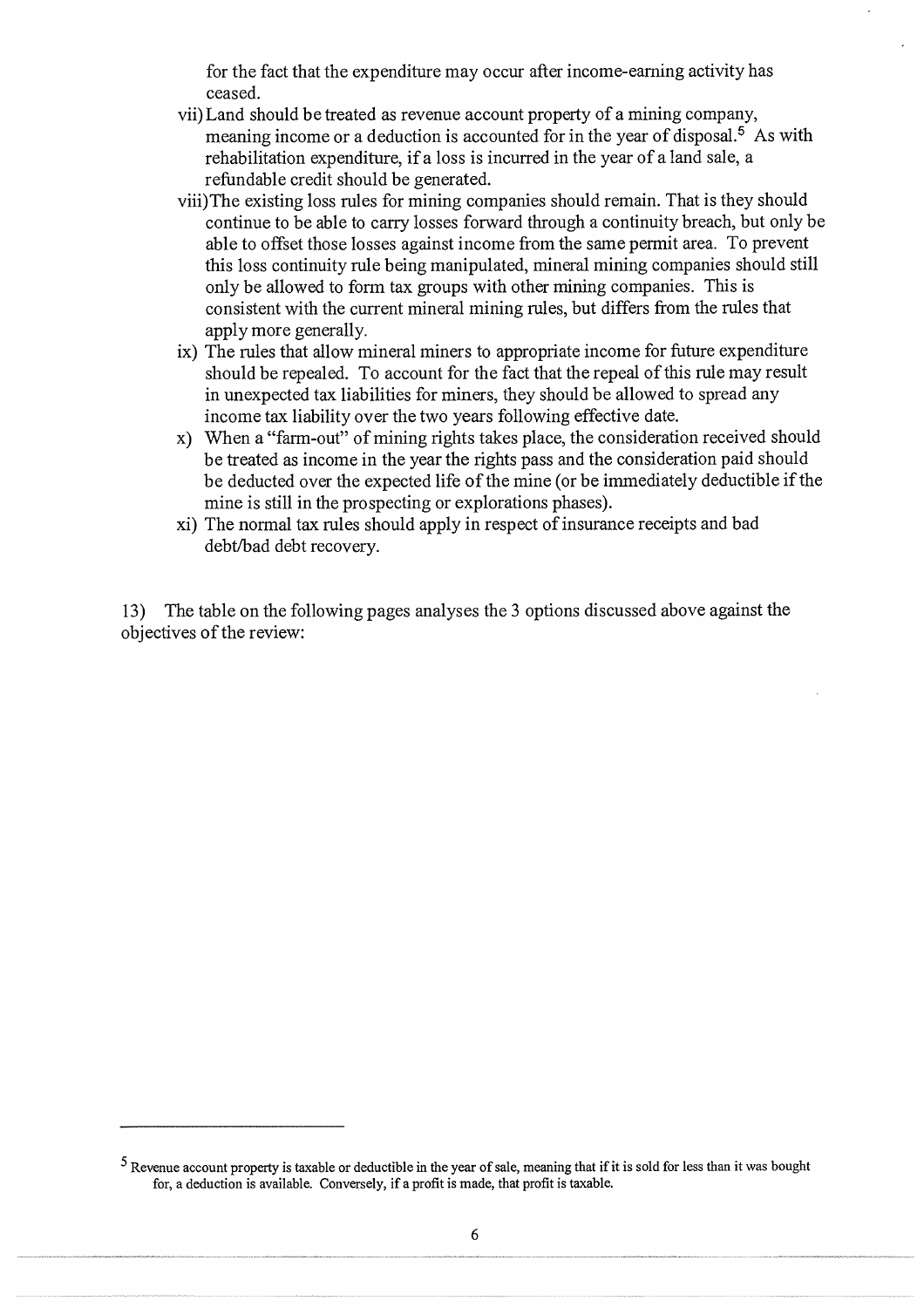for the fact that the expenditure may occur after income-earning activity has ceased.

vii) Land should be treated as revenue account property of a mining company, meaning income or a deduction is accounted for in the year of disposal.[5] As with rehabilitation expenditure, if a loss is incurred in the year of a land sale, a refundable credit should be generated.

viii) The existing loss rules for mining companies should remain. That is they should continue to be able to carry losses forward through a continuity breach, but only be able to offset those losses against income from the same permit area. To prevent this loss continuity rule being manipulated, mineral mining companies should still only be allowed to form tax groups with other mining companies. This is consistent with the current mineral mining rules, but differs from the rules that apply more generally.

ix) The rules that allow mineral miners to appropriate income for future expenditure should be repealed. To account for the fact that the repeal of this rule may result in unexpected tax liabilities for miners, they should be allowed to spread any income tax liability over the two years following effective date.

x) When a "farm-out" of mining rights takes place, the consideration received should be treated as income in the year the rights pass and the consideration paid should be deducted over the expected life of the mine (or be immediately deductible if the mine is still in the prospecting or explorations phases).

xi) The normal tax rules should apply in respect of insurance receipts and bad debt/bad debt recovery.

13) The table on the following pages analyses the 3 options discussed above against the objectives of the review:

---

[5] Revenue account property is taxable or deductible in the year of sale, meaning that if it is sold for less than it was bought for, a deduction is available. Conversely, if a profit is made, that profit is taxable.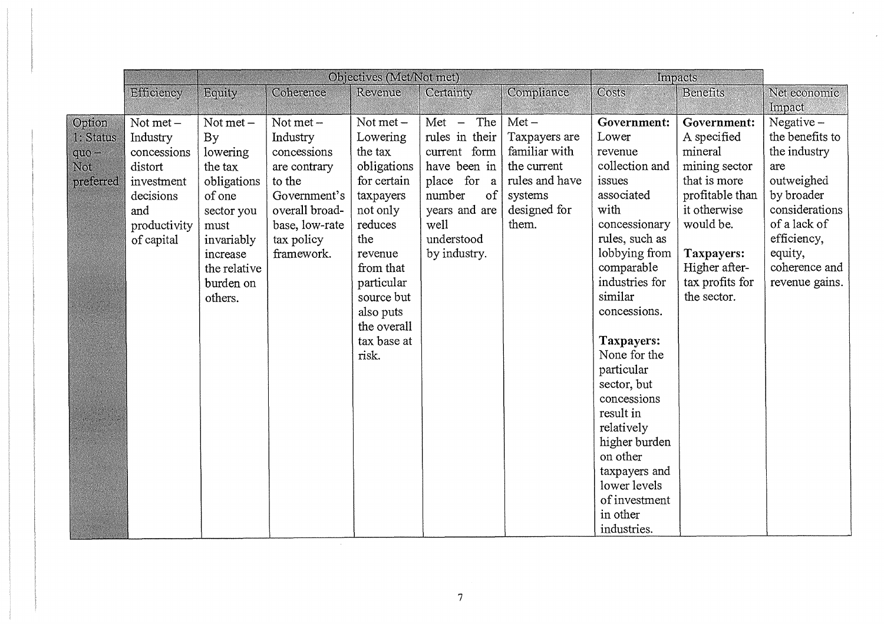| | Objectives (Met/Not met) | | | | | | Impacts | | |
|---|---|---|---|---|---|---|---|---|---|
| | Efficiency | Equity | Coherence | Revenue | Certainty | Compliance | Costs | Benefits | Net economic Impact |
| Option 1: Status quo – Not preferred | Not met – Industry concessions distort investment decisions and productivity of capital | Not met – By lowering the tax obligations of one sector you must invariably increase the relative burden on others. | Not met – Industry concessions are contrary to the Government's overall broad-base, low-rate tax policy framework. | Not met – Lowering the tax obligations for certain taxpayers not only reduces the revenue from that particular source but also puts the overall tax base at risk. | Met – The rules in their current form have been in place for a number of years and are well understood by industry. | Met – Taxpayers are familiar with the current rules and have systems designed for them. | **Government:** Lower revenue collection and issues associated with concessionary rules, such as lobbying from comparable industries for similar concessions.<br><br>**Taxpayers:** None for the particular sector, but concessions result in relatively higher burden on other taxpayers and lower levels of investment in other industries. | **Government:** A specified mineral mining sector that is more profitable than it otherwise would be.<br><br>**Taxpayers:** Higher after-tax profits for the sector. | Negative – the benefits to the industry are outweighed by broader considerations of a lack of efficiency, equity, coherence and revenue gains. |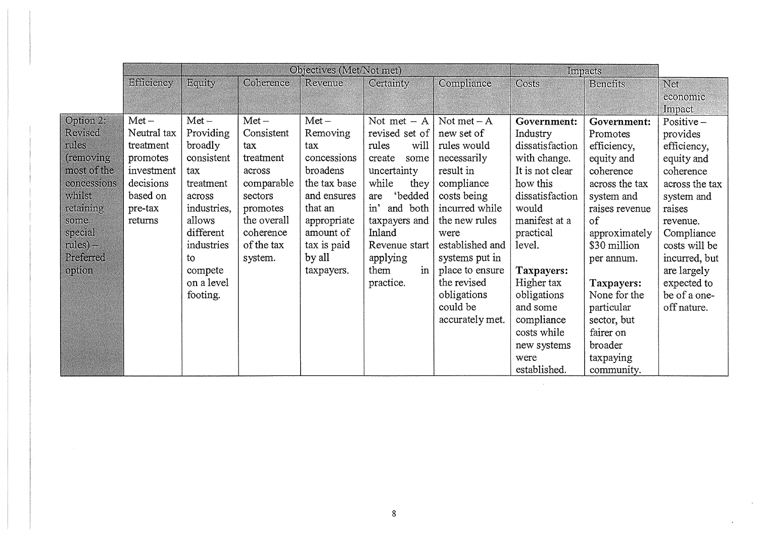| | Objectives (Met/Not met) | | | | | | Impacts | | |
|---|---|---|---|---|---|---|---|---|---|
| | Efficiency | Equity | Coherence | Revenue | Certainty | Compliance | Costs | Benefits | Net economic Impact |
| Option 2: Revised rules (removing most of the concessions whilst retaining some special rules) – Preferred option | Met – Neutral tax treatment promotes investment decisions based on pre-tax returns | Met – Providing broadly consistent tax treatment across industries, allows different industries to compete on a level footing. | Met – Consistent tax treatment across comparable sectors promotes the overall coherence of the tax system. | Met – Removing tax concessions broadens the tax base and ensures that an appropriate amount of tax is paid by all taxpayers. | Not met – A revised set of rules will create some uncertainty while they are 'bedded in' and both taxpayers and Inland Revenue start applying them in practice. | Not met – A new set of rules would necessarily result in compliance costs being incurred while the new rules were established and systems put in place to ensure the revised obligations could be accurately met. | **Government:** Industry dissatisfaction with change. It is not clear how this dissatisfaction would manifest at a practical level.<br><br>**Taxpayers:** Higher tax obligations and some compliance costs while new systems were established. | **Government:** Promotes efficiency, equity and coherence across the tax system and raises revenue of approximately $30 million per annum.<br><br>**Taxpayers:** None for the particular sector, but fairer on broader taxpaying community. | Positive – provides efficiency, equity and coherence across the tax system and raises revenue. Compliance costs will be incurred, but are largely expected to be of a one-off nature. |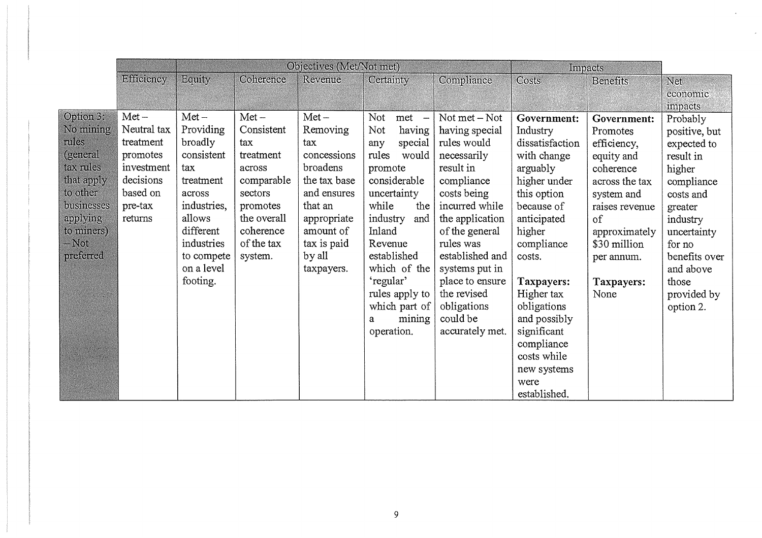| | Objectives (Met/Not met) | | | | | | Impacts | | |
|---|---|---|---|---|---|---|---|---|---|
| | Efficiency | Equity | Coherence | Revenue | Certainty | Compliance | Costs | Benefits | Net economic impacts |
| Option 3: No mining rules (general tax rules that apply to other businesses applying to miners) – Not preferred | Met – Neutral tax treatment promotes investment decisions based on pre-tax returns | Met – Providing broadly consistent tax treatment across industries, allows different industries to compete on a level footing. | Met – Consistent tax treatment across comparable sectors promotes the overall coherence of the tax system. | Met – Removing tax concessions broadens the tax base and ensures that an appropriate amount of tax is paid by all taxpayers. | Not met – Not having any special rules would promote considerable uncertainty while the industry and Inland Revenue established which of the 'regular' rules apply to which part of a mining operation. | Not met – Not having special rules would necessarily result in compliance costs being incurred while the application of the general rules was established and systems put in place to ensure the revised obligations could be accurately met. | **Government:** Industry dissatisfaction with change arguably higher under this option because of anticipated higher compliance costs.<br><br>**Taxpayers:** Higher tax obligations and possibly significant compliance costs while new systems were established. | **Government:** Promotes efficiency, equity and coherence across the tax system and raises revenue of approximately $30 million per annum.<br><br>**Taxpayers:** None | Probably positive, but expected to result in higher compliance costs and greater industry uncertainty for no benefits over and above those provided by option 2. |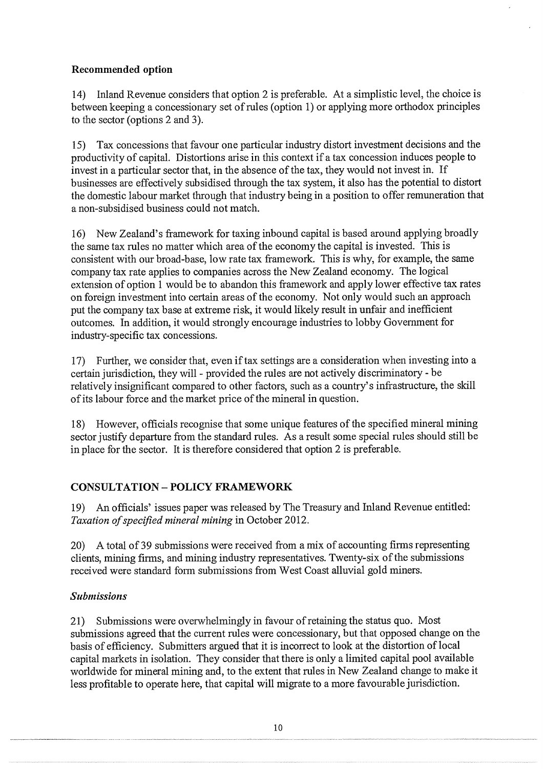### Recommended option

14) Inland Revenue considers that option 2 is preferable. At a simplistic level, the choice is between keeping a concessionary set of rules (option 1) or applying more orthodox principles to the sector (options 2 and 3).

15) Tax concessions that favour one particular industry distort investment decisions and the productivity of capital. Distortions arise in this context if a tax concession induces people to invest in a particular sector that, in the absence of the tax, they would not invest in. If businesses are effectively subsidised through the tax system, it also has the potential to distort the domestic labour market through that industry being in a position to offer remuneration that a non-subsidised business could not match.

16) New Zealand's framework for taxing inbound capital is based around applying broadly the same tax rules no matter which area of the economy the capital is invested. This is consistent with our broad-base, low rate tax framework. This is why, for example, the same company tax rate applies to companies across the New Zealand economy. The logical extension of option 1 would be to abandon this framework and apply lower effective tax rates on foreign investment into certain areas of the economy. Not only would such an approach put the company tax base at extreme risk, it would likely result in unfair and inefficient outcomes. In addition, it would strongly encourage industries to lobby Government for industry-specific tax concessions.

17) Further, we consider that, even if tax settings are a consideration when investing into a certain jurisdiction, they will - provided the rules are not actively discriminatory - be relatively insignificant compared to other factors, such as a country's infrastructure, the skill of its labour force and the market price of the mineral in question.

18) However, officials recognise that some unique features of the specified mineral mining sector justify departure from the standard rules. As a result some special rules should still be in place for the sector. It is therefore considered that option 2 is preferable.

## CONSULTATION – POLICY FRAMEWORK

19) An officials' issues paper was released by The Treasury and Inland Revenue entitled: *Taxation of specified mineral mining* in October 2012.

20) A total of 39 submissions were received from a mix of accounting firms representing clients, mining firms, and mining industry representatives. Twenty-six of the submissions received were standard form submissions from West Coast alluvial gold miners.

### *Submissions*

21) Submissions were overwhelmingly in favour of retaining the status quo. Most submissions agreed that the current rules were concessionary, but that opposed change on the basis of efficiency. Submitters argued that it is incorrect to look at the distortion of local capital markets in isolation. They consider that there is only a limited capital pool available worldwide for mineral mining and, to the extent that rules in New Zealand change to make it less profitable to operate here, that capital will migrate to a more favourable jurisdiction.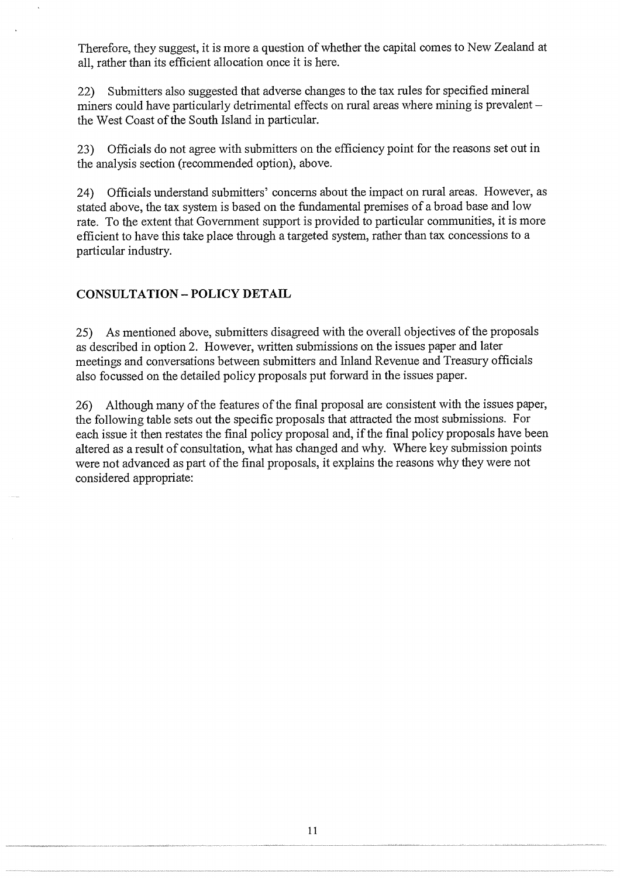Therefore, they suggest, it is more a question of whether the capital comes to New Zealand at all, rather than its efficient allocation once it is here.

22) Submitters also suggested that adverse changes to the tax rules for specified mineral miners could have particularly detrimental effects on rural areas where mining is prevalent – the West Coast of the South Island in particular.

23) Officials do not agree with submitters on the efficiency point for the reasons set out in the analysis section (recommended option), above.

24) Officials understand submitters' concerns about the impact on rural areas. However, as stated above, the tax system is based on the fundamental premises of a broad base and low rate. To the extent that Government support is provided to particular communities, it is more efficient to have this take place through a targeted system, rather than tax concessions to a particular industry.

## CONSULTATION – POLICY DETAIL

25) As mentioned above, submitters disagreed with the overall objectives of the proposals as described in option 2. However, written submissions on the issues paper and later meetings and conversations between submitters and Inland Revenue and Treasury officials also focussed on the detailed policy proposals put forward in the issues paper.

26) Although many of the features of the final proposal are consistent with the issues paper, the following table sets out the specific proposals that attracted the most submissions. For each issue it then restates the final policy proposal and, if the final policy proposals have been altered as a result of consultation, what has changed and why. Where key submission points were not advanced as part of the final proposals, it explains the reasons why they were not considered appropriate: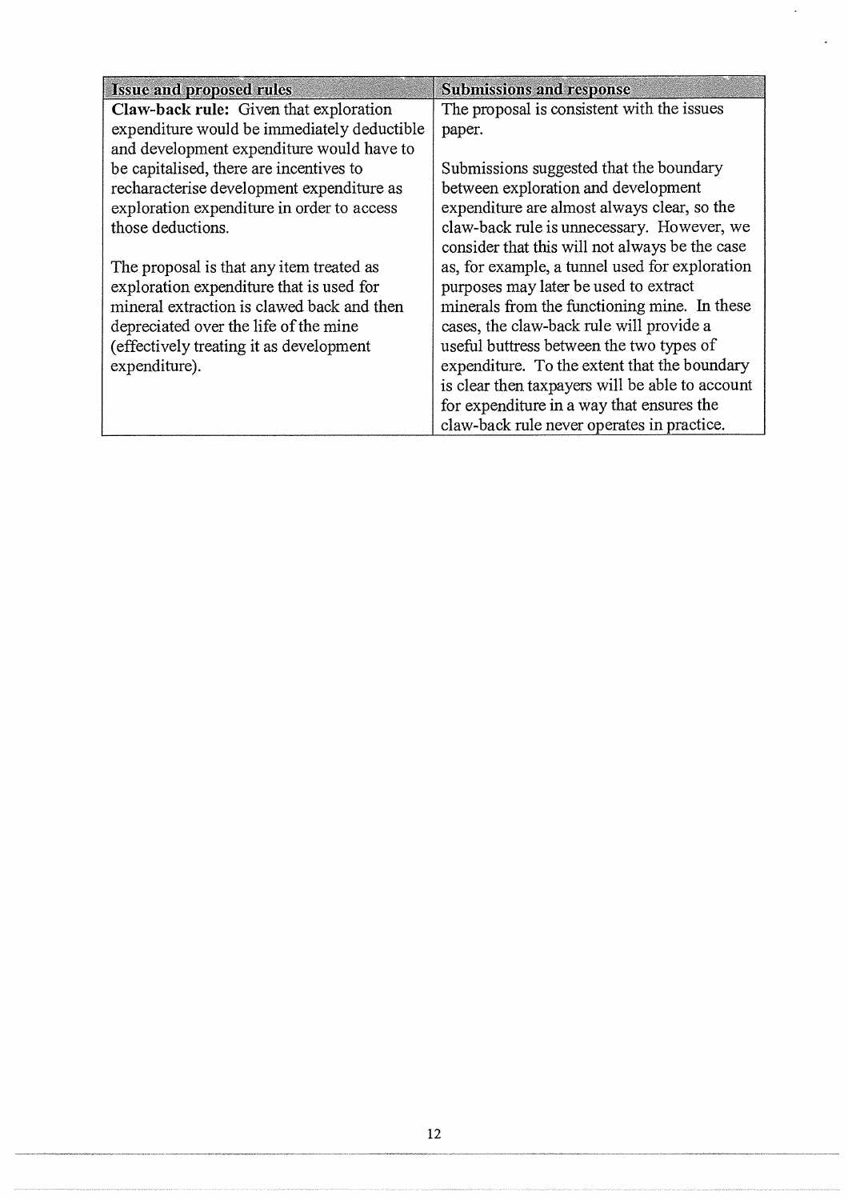| Issue and proposed rules | Submissions and response |
| --- | --- |
| **Claw-back rule:** Given that exploration expenditure would be immediately deductible and development expenditure would have to be capitalised, there are incentives to recharacterise development expenditure as exploration expenditure in order to access those deductions.<br><br>The proposal is that any item treated as exploration expenditure that is used for mineral extraction is clawed back and then depreciated over the life of the mine (effectively treating it as development expenditure). | The proposal is consistent with the issues paper.<br><br>Submissions suggested that the boundary between exploration and development expenditure are almost always clear, so the claw-back rule is unnecessary. However, we consider that this will not always be the case as, for example, a tunnel used for exploration purposes may later be used to extract minerals from the functioning mine. In these cases, the claw-back rule will provide a useful buttress between the two types of expenditure. To the extent that the boundary is clear then taxpayers will be able to account for expenditure in a way that ensures the claw-back rule never operates in practice. |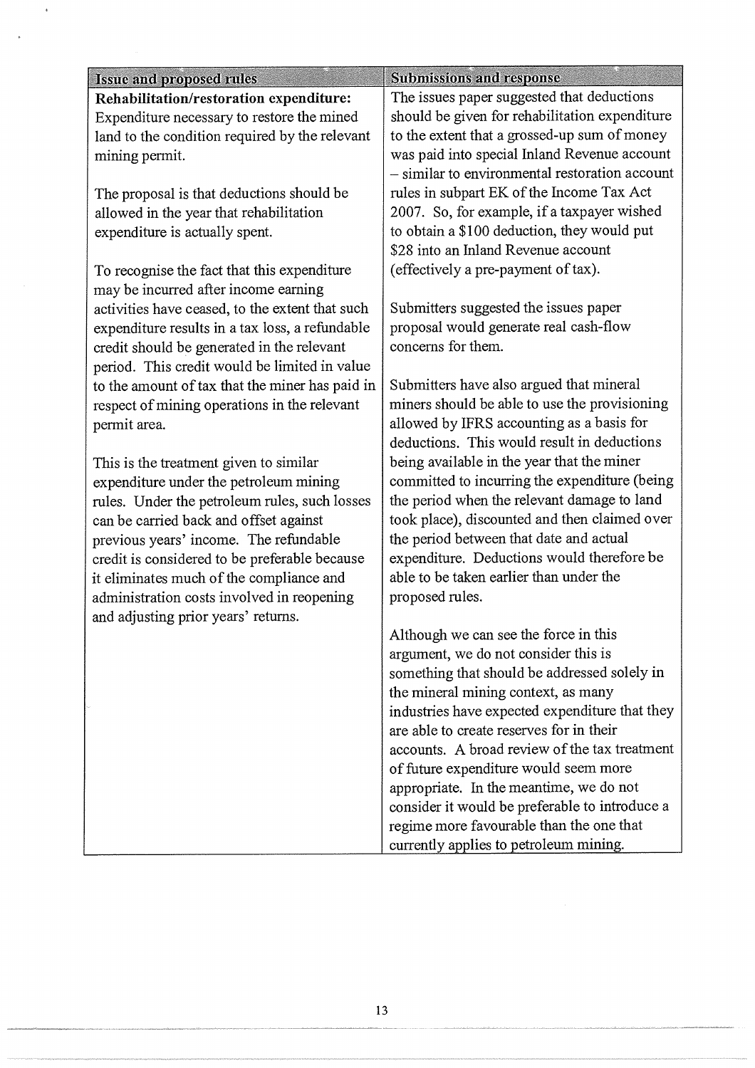| Issue and proposed rules | Submissions and response |
|---|---|
| **Rehabilitation/restoration expenditure:** Expenditure necessary to restore the mined land to the condition required by the relevant mining permit.<br><br>The proposal is that deductions should be allowed in the year that rehabilitation expenditure is actually spent.<br><br>To recognise the fact that this expenditure may be incurred after income earning activities have ceased, to the extent that such expenditure results in a tax loss, a refundable credit should be generated in the relevant period. This credit would be limited in value to the amount of tax that the miner has paid in respect of mining operations in the relevant permit area.<br><br>This is the treatment given to similar expenditure under the petroleum mining rules. Under the petroleum rules, such losses can be carried back and offset against previous years' income. The refundable credit is considered to be preferable because it eliminates much of the compliance and administration costs involved in reopening and adjusting prior years' returns. | The issues paper suggested that deductions should be given for rehabilitation expenditure to the extent that a grossed-up sum of money was paid into special Inland Revenue account – similar to environmental restoration account rules in subpart EK of the Income Tax Act 2007. So, for example, if a taxpayer wished to obtain a $100 deduction, they would put $28 into an Inland Revenue account (effectively a pre-payment of tax).<br><br>Submitters suggested the issues paper proposal would generate real cash-flow concerns for them.<br><br>Submitters have also argued that mineral miners should be able to use the provisioning allowed by IFRS accounting as a basis for deductions. This would result in deductions being available in the year that the miner committed to incurring the expenditure (being the period when the relevant damage to land took place), discounted and then claimed over the period between that date and actual expenditure. Deductions would therefore be able to be taken earlier than under the proposed rules.<br><br>Although we can see the force in this argument, we do not consider this is something that should be addressed solely in the mineral mining context, as many industries have expected expenditure that they are able to create reserves for in their accounts. A broad review of the tax treatment of future expenditure would seem more appropriate. In the meantime, we do not consider it would be preferable to introduce a regime more favourable than the one that currently applies to petroleum mining. |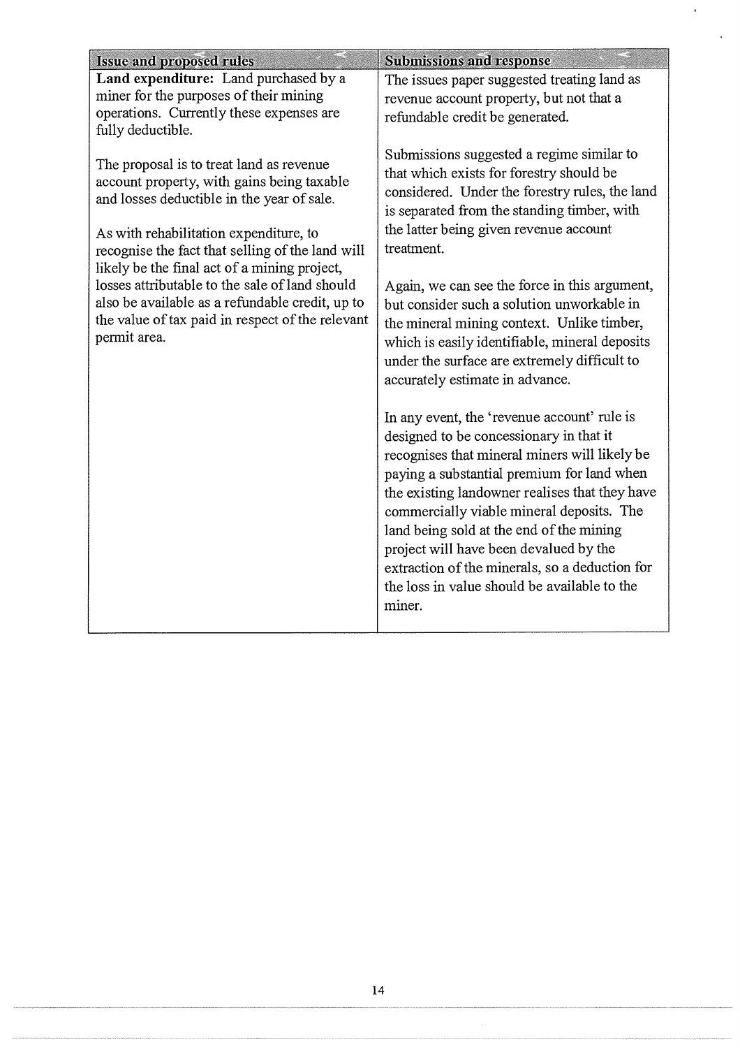| Issue and proposed rules | Submissions and response |
| --- | --- |
| **Land expenditure:** Land purchased by a miner for the purposes of their mining operations. Currently these expenses are fully deductible.<br><br>The proposal is to treat land as revenue account property, with gains being taxable and losses deductible in the year of sale.<br><br>As with rehabilitation expenditure, to recognise the fact that selling of the land will likely be the final act of a mining project, losses attributable to the sale of land should also be available as a refundable credit, up to the value of tax paid in respect of the relevant permit area. | The issues paper suggested treating land as revenue account property, but not that a refundable credit be generated.<br><br>Submissions suggested a regime similar to that which exists for forestry should be considered. Under the forestry rules, the land is separated from the standing timber, with the latter being given revenue account treatment.<br><br>Again, we can see the force in this argument, but consider such a solution unworkable in the mineral mining context. Unlike timber, which is easily identifiable, mineral deposits under the surface are extremely difficult to accurately estimate in advance.<br><br>In any event, the 'revenue account' rule is designed to be concessionary in that it recognises that mineral miners will likely be paying a substantial premium for land when the existing landowner realises that they have commercially viable mineral deposits. The land being sold at the end of the mining project will have been devalued by the extraction of the minerals, so a deduction for the loss in value should be available to the miner. |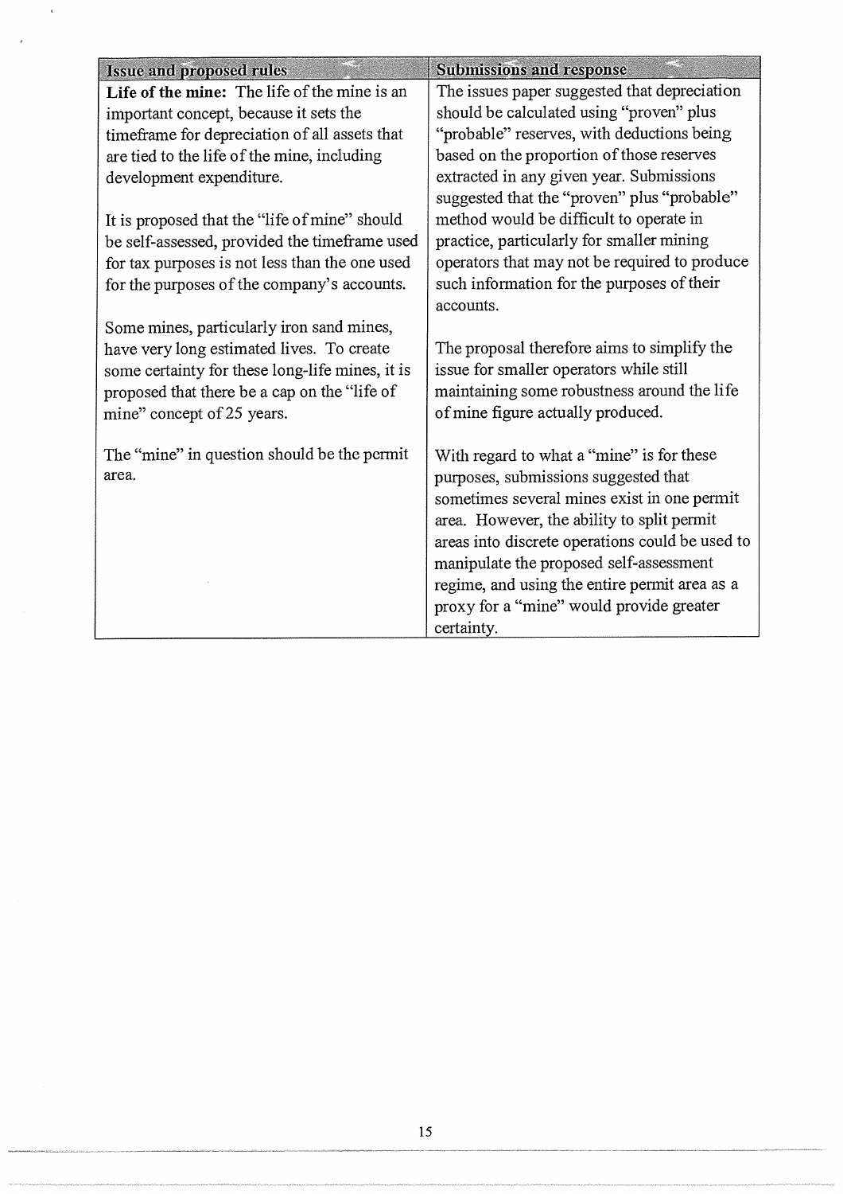| Issue and proposed rules | Submissions and response |
|---|---|
| **Life of the mine:** The life of the mine is an important concept, because it sets the timeframe for depreciation of all assets that are tied to the life of the mine, including development expenditure.<br><br>It is proposed that the "life of mine" should be self-assessed, provided the timeframe used for tax purposes is not less than the one used for the purposes of the company's accounts.<br><br>Some mines, particularly iron sand mines, have very long estimated lives. To create some certainty for these long-life mines, it is proposed that there be a cap on the "life of mine" concept of 25 years.<br><br>The "mine" in question should be the permit area. | The issues paper suggested that depreciation should be calculated using "proven" plus "probable" reserves, with deductions being based on the proportion of those reserves extracted in any given year. Submissions suggested that the "proven" plus "probable" method would be difficult to operate in practice, particularly for smaller mining operators that may not be required to produce such information for the purposes of their accounts.<br><br>The proposal therefore aims to simplify the issue for smaller operators while still maintaining some robustness around the life of mine figure actually produced.<br><br>With regard to what a "mine" is for these purposes, submissions suggested that sometimes several mines exist in one permit area. However, the ability to split permit areas into discrete operations could be used to manipulate the proposed self-assessment regime, and using the entire permit area as a proxy for a "mine" would provide greater certainty. |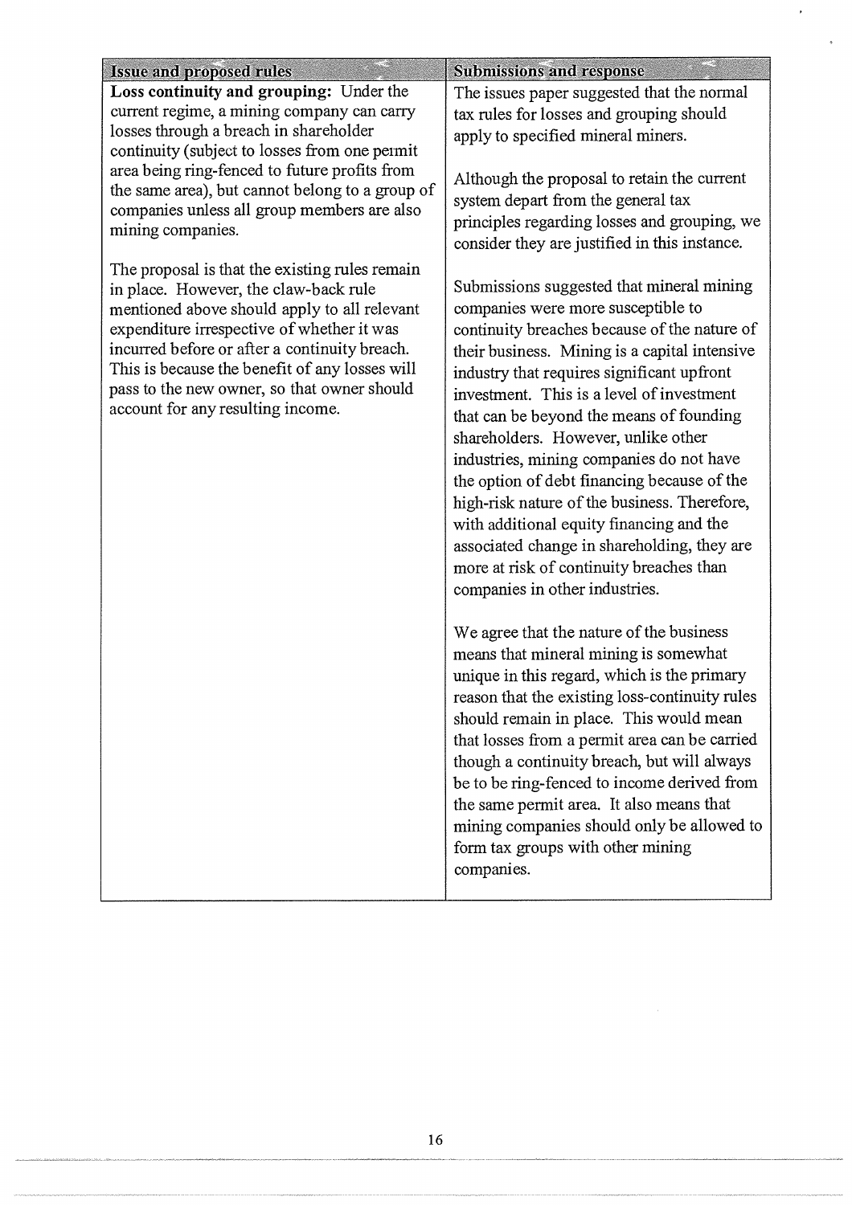| Issue and proposed rules | Submissions and response |
|---|---|
| **Loss continuity and grouping:** Under the current regime, a mining company can carry losses through a breach in shareholder continuity (subject to losses from one permit area being ring-fenced to future profits from the same area), but cannot belong to a group of companies unless all group members are also mining companies.<br><br>The proposal is that the existing rules remain in place. However, the claw-back rule mentioned above should apply to all relevant expenditure irrespective of whether it was incurred before or after a continuity breach. This is because the benefit of any losses will pass to the new owner, so that owner should account for any resulting income. | The issues paper suggested that the normal tax rules for losses and grouping should apply to specified mineral miners.<br><br>Although the proposal to retain the current system depart from the general tax principles regarding losses and grouping, we consider they are justified in this instance.<br><br>Submissions suggested that mineral mining companies were more susceptible to continuity breaches because of the nature of their business. Mining is a capital intensive industry that requires significant upfront investment. This is a level of investment that can be beyond the means of founding shareholders. However, unlike other industries, mining companies do not have the option of debt financing because of the high-risk nature of the business. Therefore, with additional equity financing and the associated change in shareholding, they are more at risk of continuity breaches than companies in other industries.<br><br>We agree that the nature of the business means that mineral mining is somewhat unique in this regard, which is the primary reason that the existing loss-continuity rules should remain in place. This would mean that losses from a permit area can be carried though a continuity breach, but will always be to be ring-fenced to income derived from the same permit area. It also means that mining companies should only be allowed to form tax groups with other mining companies. |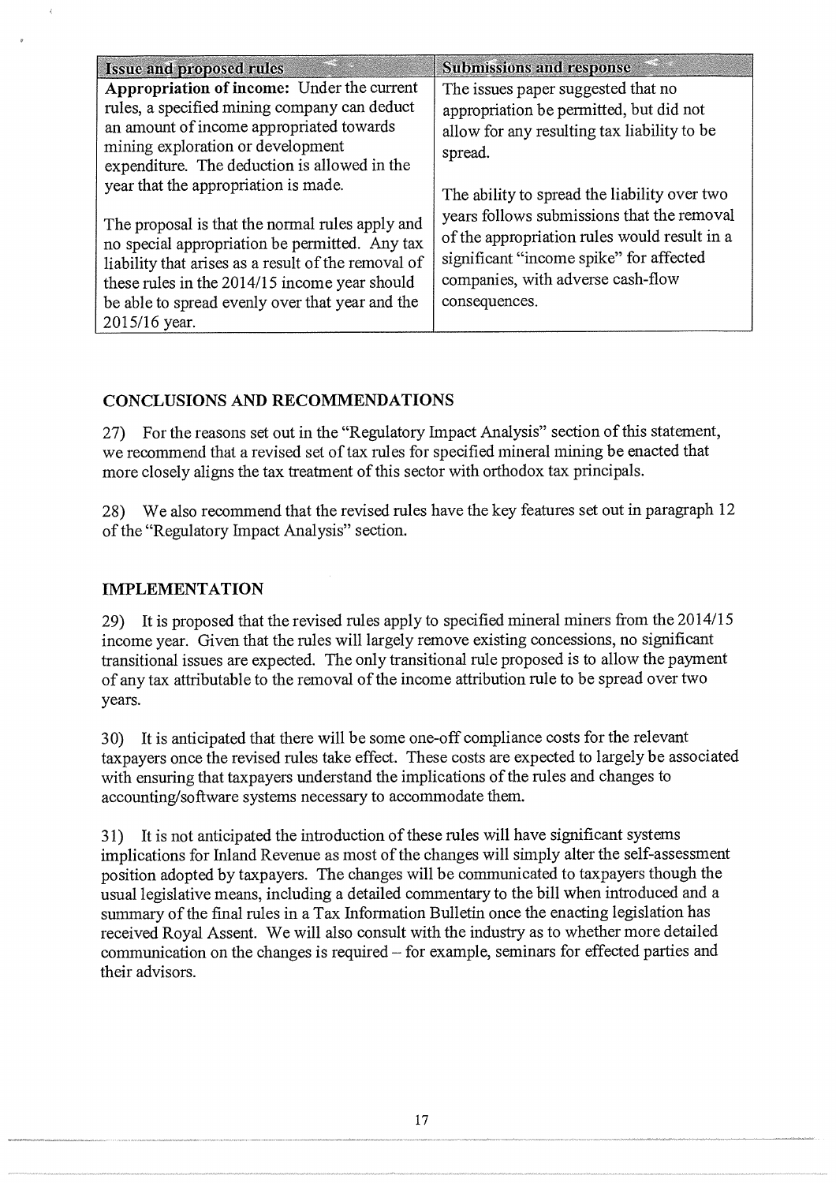| Issue and proposed rules | Submissions and response |
|---|---|
| **Appropriation of income:** Under the current rules, a specified mining company can deduct an amount of income appropriated towards mining exploration or development expenditure. The deduction is allowed in the year that the appropriation is made.<br><br>The proposal is that the normal rules apply and no special appropriation be permitted. Any tax liability that arises as a result of the removal of these rules in the 2014/15 income year should be able to spread evenly over that year and the 2015/16 year. | The issues paper suggested that no appropriation be permitted, but did not allow for any resulting tax liability to be spread.<br><br>The ability to spread the liability over two years follows submissions that the removal of the appropriation rules would result in a significant "income spike" for affected companies, with adverse cash-flow consequences. |

## CONCLUSIONS AND RECOMMENDATIONS

27) For the reasons set out in the "Regulatory Impact Analysis" section of this statement, we recommend that a revised set of tax rules for specified mineral mining be enacted that more closely aligns the tax treatment of this sector with orthodox tax principals.

28) We also recommend that the revised rules have the key features set out in paragraph 12 of the "Regulatory Impact Analysis" section.

## IMPLEMENTATION

29) It is proposed that the revised rules apply to specified mineral miners from the 2014/15 income year. Given that the rules will largely remove existing concessions, no significant transitional issues are expected. The only transitional rule proposed is to allow the payment of any tax attributable to the removal of the income attribution rule to be spread over two years.

30) It is anticipated that there will be some one-off compliance costs for the relevant taxpayers once the revised rules take effect. These costs are expected to largely be associated with ensuring that taxpayers understand the implications of the rules and changes to accounting/software systems necessary to accommodate them.

31) It is not anticipated the introduction of these rules will have significant systems implications for Inland Revenue as most of the changes will simply alter the self-assessment position adopted by taxpayers. The changes will be communicated to taxpayers though the usual legislative means, including a detailed commentary to the bill when introduced and a summary of the final rules in a Tax Information Bulletin once the enacting legislation has received Royal Assent. We will also consult with the industry as to whether more detailed communication on the changes is required – for example, seminars for effected parties and their advisors.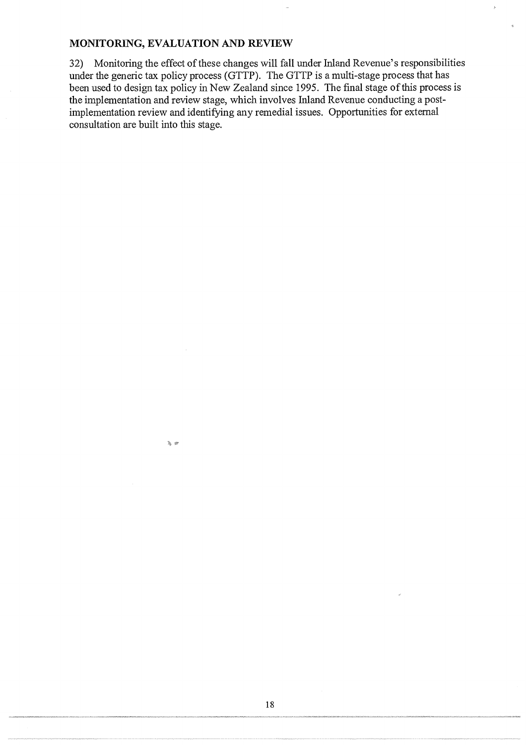## MONITORING, EVALUATION AND REVIEW

32) Monitoring the effect of these changes will fall under Inland Revenue's responsibilities under the generic tax policy process (GTTP). The GTTP is a multi-stage process that has been used to design tax policy in New Zealand since 1995. The final stage of this process is the implementation and review stage, which involves Inland Revenue conducting a post-implementation review and identifying any remedial issues. Opportunities for external consultation are built into this stage.